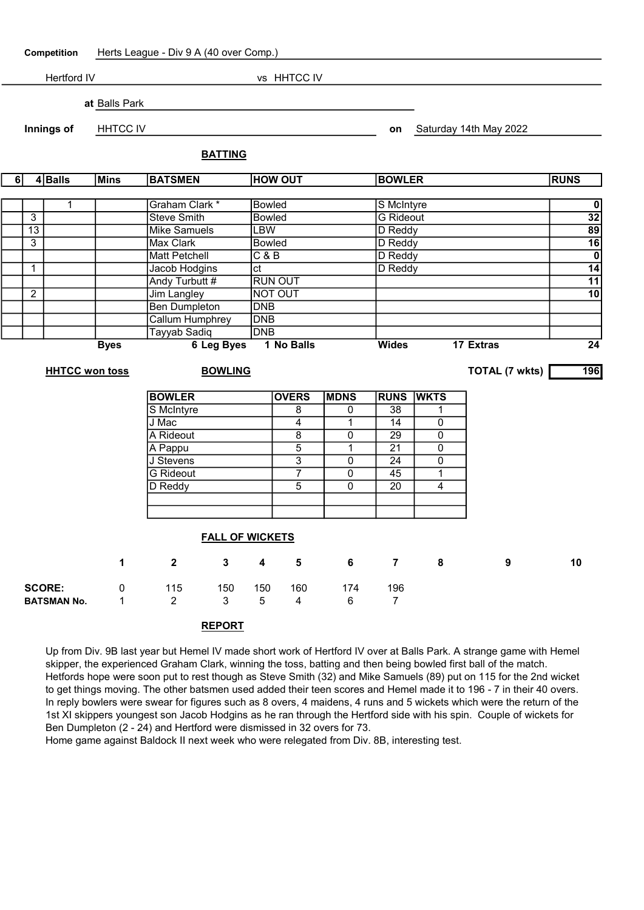**Competition** Herts League - Div 9 A (40 over Comp.)

Hertford IV vs HHTCC IV

**at** Balls Park

**Innings of** HHTCC IV **on** Saturday 14th May 2022

## BATTING

| 6 | 4 | Balls | Mins | BATSMEN | HOW OUT | BOWLER | RUNS |
|---|---|---|---|---|---|---|---|
| | | 1 | | Graham Clark * | Bowled | S McIntyre | 0 |
| | 3 | | | Steve Smith | Bowled | G Rideout | 32 |
| | 13 | | | Mike Samuels | LBW | D Reddy | 89 |
| | 3 | | | Max Clark | Bowled | D Reddy | 16 |
| | | | | Matt Petchell | C & B | D Reddy | 0 |
| | 1 | | | Jacob Hodgins | ct | D Reddy | 14 |
| | | | | Andy Turbutt # | RUN OUT | | 11 |
| | 2 | | | Jim Langley | NOT OUT | | 10 |
| | | | | Ben Dumpleton | DNB | | |
| | | | | Callum Humphrey | DNB | | |
| | | | | Tayyab Sadiq | DNB | | |

**Byes** 6 **Leg Byes** 1 **No Balls** **Wides** 17 **Extras** 24

**HHTCC won toss**

**TOTAL (7 wkts)** 196

## BOWLING

| BOWLER | OVERS | MDNS | RUNS | WKTS |
|---|---|---|---|---|
| S McIntyre | 8 | 0 | 38 | 1 |
| J Mac | 4 | 1 | 14 | 0 |
| A Rideout | 8 | 0 | 29 | 0 |
| A Pappu | 5 | 1 | 21 | 0 |
| J Stevens | 3 | 0 | 24 | 0 |
| G Rideout | 7 | 0 | 45 | 1 |
| D Reddy | 5 | 0 | 20 | 4 |
| | | | | |
| | | | | |

## FALL OF WICKETS

| | 1 | 2 | 3 | 4 | 5 | 6 | 7 | 8 | 9 | 10 |
|---|---|---|---|---|---|---|---|---|---|---|
| **SCORE:** | 0 | 115 | 150 | 150 | 160 | 174 | 196 | | | |
| **BATSMAN No.** | 1 | 2 | 3 | 5 | 4 | 6 | 7 | | | |

## REPORT

Up from Div. 9B last year but Hemel IV made short work of Hertford IV over at Balls Park. A strange game with Hemel skipper, the experienced Graham Clark, winning the toss, batting and then being bowled first ball of the match. Hetfords hope were soon put to rest though as Steve Smith (32) and Mike Samuels (89) put on 115 for the 2nd wicket to get things moving. The other batsmen used added their teen scores and Hemel made it to 196 - 7 in their 40 overs. In reply bowlers were swear for figures such as 8 overs, 4 maidens, 4 runs and 5 wickets which were the return of the 1st XI skippers youngest son Jacob Hodgins as he ran through the Hertford side with his spin. Couple of wickets for Ben Dumpleton (2 - 24) and Hertford were dismissed in 32 overs for 73.

Home game against Baldock II next week who were relegated from Div. 8B, interesting test.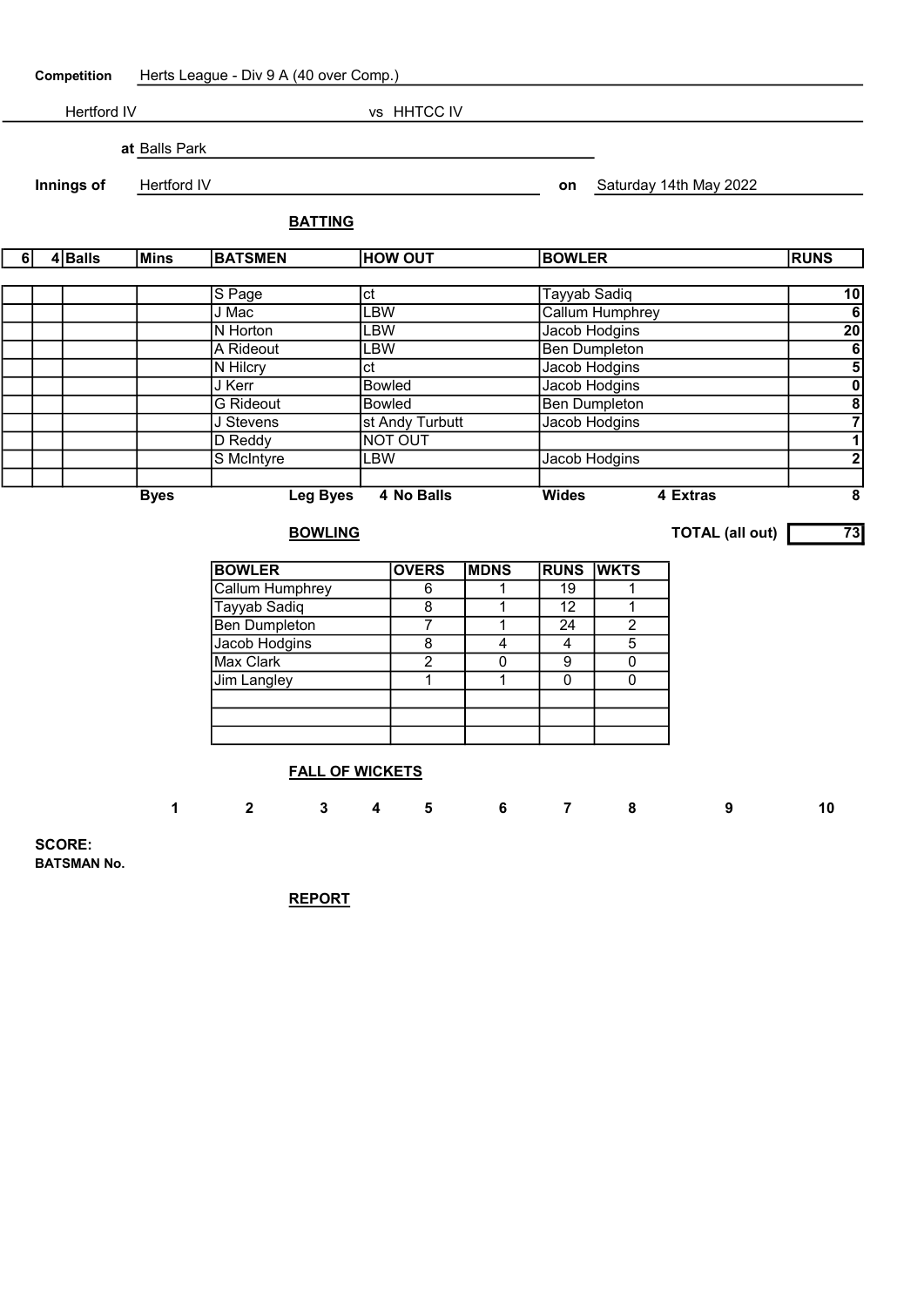**Competition** Herts League - Div 9 A (40 over Comp.)

Hertford IV vs HHTCC IV

**at** Balls Park

**Innings of** Hertford IV **on** Saturday 14th May 2022

## BATTING

| 6 | 4 | Balls | Mins | BATSMEN | HOW OUT | BOWLER | RUNS |
|---|---|---|---|---|---|---|---|
| | | | | S Page | ct | Tayyab Sadiq | 10 |
| | | | | J Mac | LBW | Callum Humphrey | 6 |
| | | | | N Horton | LBW | Jacob Hodgins | 20 |
| | | | | A Rideout | LBW | Ben Dumpleton | 6 |
| | | | | N Hilcry | ct | Jacob Hodgins | 5 |
| | | | | J Kerr | Bowled | Jacob Hodgins | 0 |
| | | | | G Rideout | Bowled | Ben Dumpleton | 8 |
| | | | | J Stevens | st Andy Turbutt | Jacob Hodgins | 7 |
| | | | | D Reddy | NOT OUT | | 1 |
| | | | | S McIntyre | LBW | Jacob Hodgins | 2 |
| | | | | | | | |

**Byes** **Leg Byes** **4 No Balls** **Wides** **4 Extras** **8**

## BOWLING

**TOTAL (all out)** **73**

| BOWLER | OVERS | MDNS | RUNS | WKTS |
|---|---|---|---|---|
| Callum Humphrey | 6 | 1 | 19 | 1 |
| Tayyab Sadiq | 8 | 1 | 12 | 1 |
| Ben Dumpleton | 7 | 1 | 24 | 2 |
| Jacob Hodgins | 8 | 4 | 4 | 5 |
| Max Clark | 2 | 0 | 9 | 0 |
| Jim Langley | 1 | 1 | 0 | 0 |
| | | | | |
| | | | | |
| | | | | |

## FALL OF WICKETS

| | 1 | 2 | 3 | 4 | 5 | 6 | 7 | 8 | 9 | 10 |
|---|---|---|---|---|---|---|---|---|---|---|
| **SCORE:** | | | | | | | | | | |
| **BATSMAN No.** | | | | | | | | | | |

## REPORT